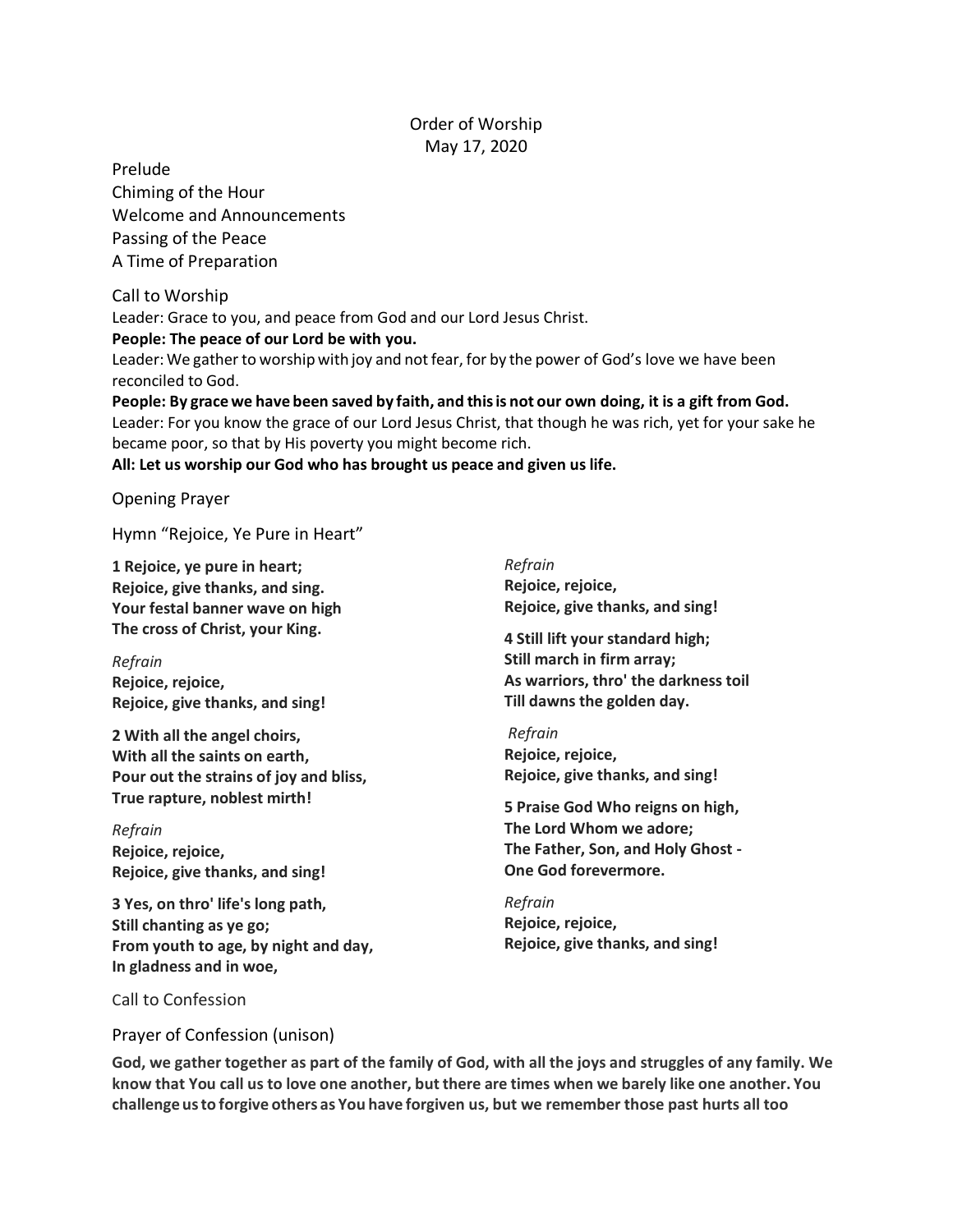# Order of Worship
May 17, 2020

Prelude
Chiming of the Hour
Welcome and Announcements
Passing of the Peace
A Time of Preparation

## Call to Worship

Leader: Grace to you, and peace from God and our Lord Jesus Christ.

**People: The peace of our Lord be with you.**

Leader: We gather to worship with joy and not fear, for by the power of God's love we have been reconciled to God.

**People: By grace we have been saved by faith, and this is not our own doing, it is a gift from God.**

Leader: For you know the grace of our Lord Jesus Christ, that though he was rich, yet for your sake he became poor, so that by His poverty you might become rich.

**All: Let us worship our God who has brought us peace and given us life.**

## Opening Prayer

## Hymn "Rejoice, Ye Pure in Heart"

**1 Rejoice, ye pure in heart;**
**Rejoice, give thanks, and sing.**
**Your festal banner wave on high**
**The cross of Christ, your King.**

*Refrain*
**Rejoice, rejoice,**
**Rejoice, give thanks, and sing!**

**2 With all the angel choirs,**
**With all the saints on earth,**
**Pour out the strains of joy and bliss,**
**True rapture, noblest mirth!**

*Refrain*
**Rejoice, rejoice,**
**Rejoice, give thanks, and sing!**

**3 Yes, on thro' life's long path,**
**Still chanting as ye go;**
**From youth to age, by night and day,**
**In gladness and in woe,**

*Refrain*
**Rejoice, rejoice,**
**Rejoice, give thanks, and sing!**

**4 Still lift your standard high;**
**Still march in firm array;**
**As warriors, thro' the darkness toil**
**Till dawns the golden day.**

*Refrain*
**Rejoice, rejoice,**
**Rejoice, give thanks, and sing!**

**5 Praise God Who reigns on high,**
**The Lord Whom we adore;**
**The Father, Son, and Holy Ghost -**
**One God forevermore.**

*Refrain*
**Rejoice, rejoice,**
**Rejoice, give thanks, and sing!**

## Call to Confession

## Prayer of Confession (unison)

**God, we gather together as part of the family of God, with all the joys and struggles of any family. We know that You call us to love one another, but there are times when we barely like one another. You challenge us to forgive others as You have forgiven us, but we remember those past hurts all too**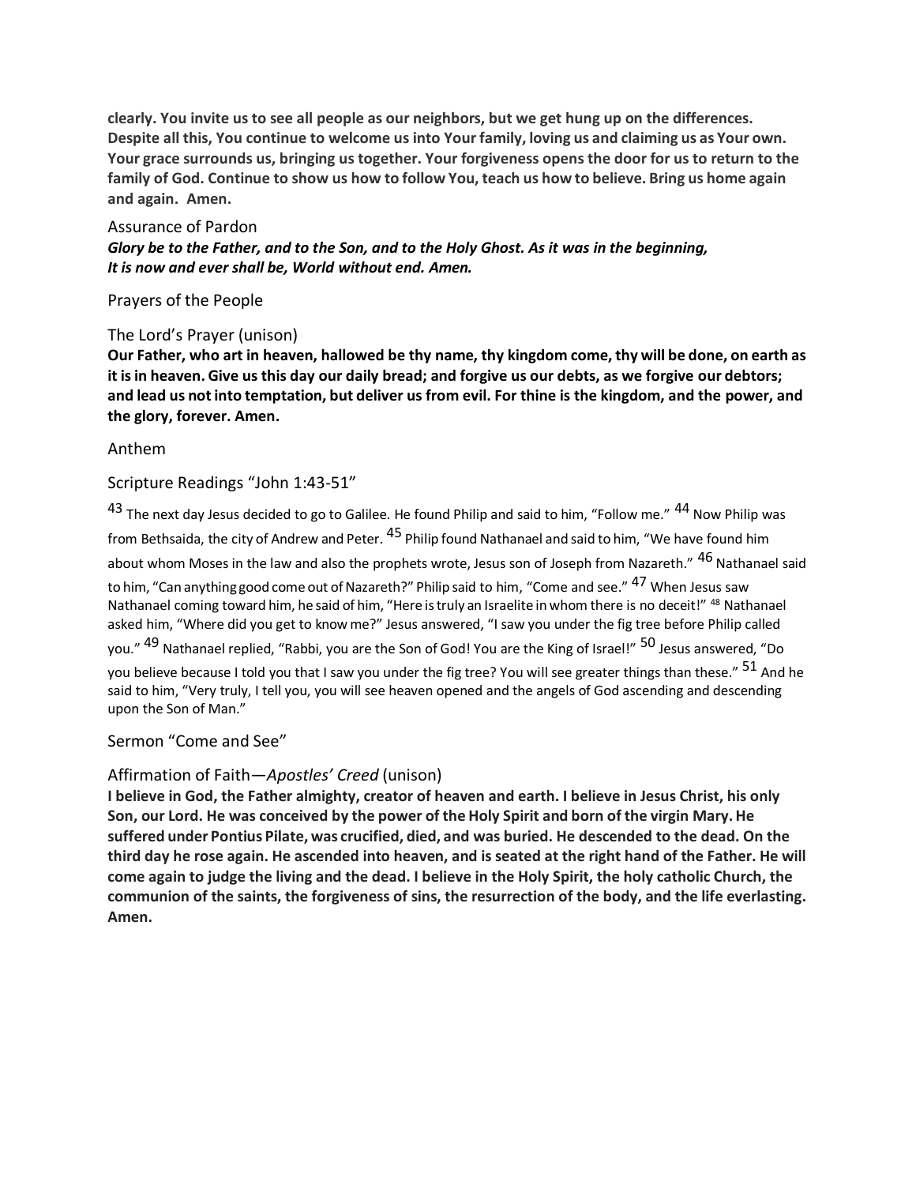**clearly. You invite us to see all people as our neighbors, but we get hung up on the differences. Despite all this, You continue to welcome us into Your family, loving us and claiming us as Your own. Your grace surrounds us, bringing us together. Your forgiveness opens the door for us to return to the family of God. Continue to show us how to follow You, teach us how to believe. Bring us home again and again. Amen.**

Assurance of Pardon

***Glory be to the Father, and to the Son, and to the Holy Ghost. As it was in the beginning, It is now and ever shall be, World without end. Amen.***

Prayers of the People

The Lord's Prayer (unison)

**Our Father, who art in heaven, hallowed be thy name, thy kingdom come, thy will be done, on earth as it is in heaven. Give us this day our daily bread; and forgive us our debts, as we forgive our debtors; and lead us not into temptation, but deliver us from evil. For thine is the kingdom, and the power, and the glory, forever. Amen.**

Anthem

Scripture Readings "John 1:43-51"

43 The next day Jesus decided to go to Galilee. He found Philip and said to him, "Follow me." 44 Now Philip was from Bethsaida, the city of Andrew and Peter. 45 Philip found Nathanael and said to him, "We have found him about whom Moses in the law and also the prophets wrote, Jesus son of Joseph from Nazareth." 46 Nathanael said to him, "Can anything good come out of Nazareth?" Philip said to him, "Come and see." 47 When Jesus saw Nathanael coming toward him, he said of him, "Here is truly an Israelite in whom there is no deceit!" 48 Nathanael asked him, "Where did you get to know me?" Jesus answered, "I saw you under the fig tree before Philip called you." 49 Nathanael replied, "Rabbi, you are the Son of God! You are the King of Israel!" 50 Jesus answered, "Do you believe because I told you that I saw you under the fig tree? You will see greater things than these." 51 And he said to him, "Very truly, I tell you, you will see heaven opened and the angels of God ascending and descending upon the Son of Man."

Sermon "Come and See"

Affirmation of Faith—*Apostles' Creed* (unison)

**I believe in God, the Father almighty, creator of heaven and earth. I believe in Jesus Christ, his only Son, our Lord. He was conceived by the power of the Holy Spirit and born of the virgin Mary. He suffered under Pontius Pilate, was crucified, died, and was buried. He descended to the dead. On the third day he rose again. He ascended into heaven, and is seated at the right hand of the Father. He will come again to judge the living and the dead. I believe in the Holy Spirit, the holy catholic Church, the communion of the saints, the forgiveness of sins, the resurrection of the body, and the life everlasting. Amen.**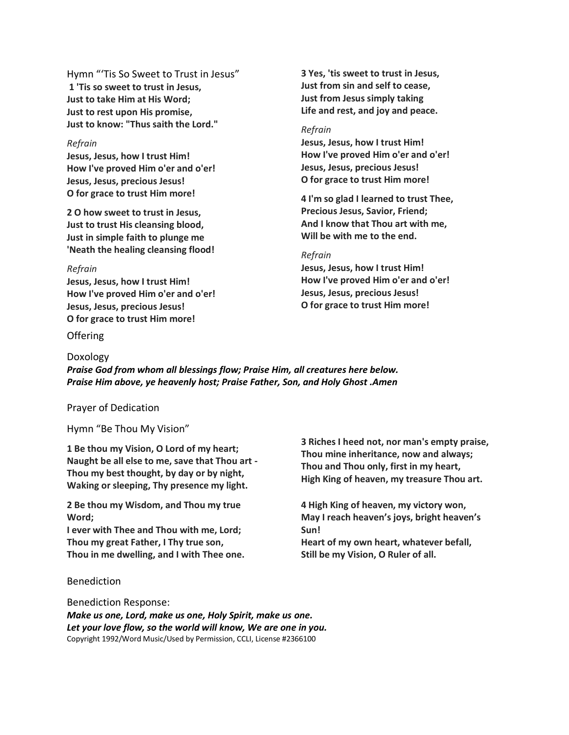Hymn "'Tis So Sweet to Trust in Jesus"

**1 'Tis so sweet to trust in Jesus,**
**Just to take Him at His Word;**
**Just to rest upon His promise,**
**Just to know: "Thus saith the Lord."**

*Refrain*
**Jesus, Jesus, how I trust Him!**
**How I've proved Him o'er and o'er!**
**Jesus, Jesus, precious Jesus!**
**O for grace to trust Him more!**

**2 O how sweet to trust in Jesus,**
**Just to trust His cleansing blood,**
**Just in simple faith to plunge me**
**'Neath the healing cleansing flood!**

*Refrain*
**Jesus, Jesus, how I trust Him!**
**How I've proved Him o'er and o'er!**
**Jesus, Jesus, precious Jesus!**
**O for grace to trust Him more!**

**3 Yes, 'tis sweet to trust in Jesus,**
**Just from sin and self to cease,**
**Just from Jesus simply taking**
**Life and rest, and joy and peace.**

*Refrain*
**Jesus, Jesus, how I trust Him!**
**How I've proved Him o'er and o'er!**
**Jesus, Jesus, precious Jesus!**
**O for grace to trust Him more!**

**4 I'm so glad I learned to trust Thee,**
**Precious Jesus, Savior, Friend;**
**And I know that Thou art with me,**
**Will be with me to the end.**

*Refrain*
**Jesus, Jesus, how I trust Him!**
**How I've proved Him o'er and o'er!**
**Jesus, Jesus, precious Jesus!**
**O for grace to trust Him more!**

Offering

Doxology
***Praise God from whom all blessings flow; Praise Him, all creatures here below.***
***Praise Him above, ye heavenly host; Praise Father, Son, and Holy Ghost .Amen***

Prayer of Dedication

Hymn "Be Thou My Vision"

**1 Be thou my Vision, O Lord of my heart;**
**Naught be all else to me, save that Thou art -**
**Thou my best thought, by day or by night,**
**Waking or sleeping, Thy presence my light.**

**2 Be thou my Wisdom, and Thou my true Word;**
**I ever with Thee and Thou with me, Lord;**
**Thou my great Father, I Thy true son,**
**Thou in me dwelling, and I with Thee one.**

**3 Riches I heed not, nor man's empty praise,**
**Thou mine inheritance, now and always;**
**Thou and Thou only, first in my heart,**
**High King of heaven, my treasure Thou art.**

**4 High King of heaven, my victory won,**
**May I reach heaven's joys, bright heaven's Sun!**
**Heart of my own heart, whatever befall,**
**Still be my Vision, O Ruler of all.**

Benediction

Benediction Response:
***Make us one, Lord, make us one, Holy Spirit, make us one.***
***Let your love flow, so the world will know, We are one in you.***
Copyright 1992/Word Music/Used by Permission, CCLI, License #2366100